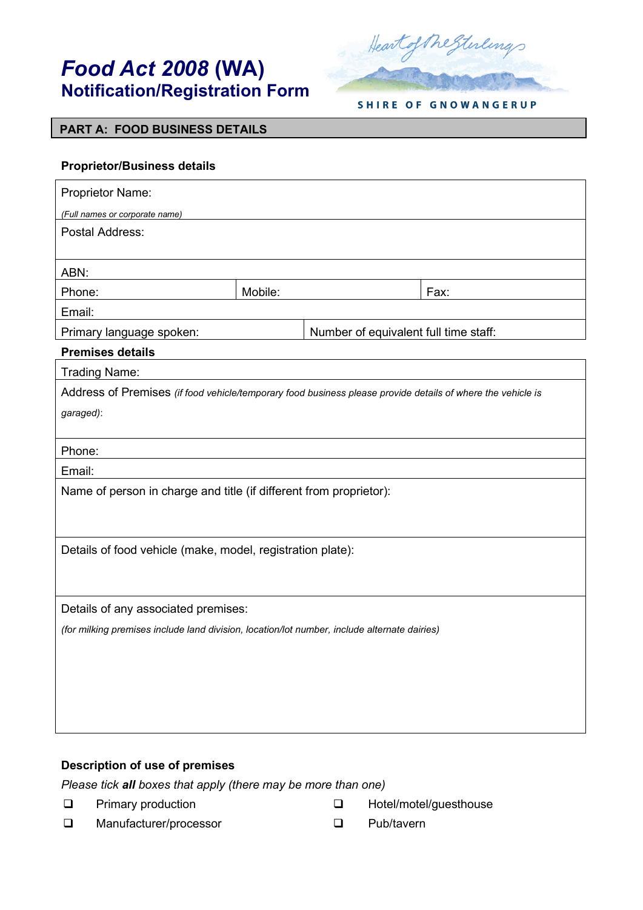# *Food Act 2008* (WA)
## Notification/Registration Form

SHIRE OF GNOWANGERUP

## PART A: FOOD BUSINESS DETAILS

### Proprietor/Business details

| Proprietor Name:<br>*(Full names or corporate name)* | | |
|---|---|---|
| Postal Address: | | |
| ABN: | | |
| Phone: | Mobile: | Fax: |
| Email: | | |
| Primary language spoken: | Number of equivalent full time staff: | |

### Premises details

| Trading Name: |
|---|
| Address of Premises *(if food vehicle/temporary food business please provide details of where the vehicle is garaged)*: |
| Phone: |
| Email: |
| Name of person in charge and title (if different from proprietor): |
| Details of food vehicle (make, model, registration plate): |
| Details of any associated premises:<br>*(for milking premises include land division, location/lot number, include alternate dairies)* |

### Description of use of premises

*Please tick **all** boxes that apply (there may be more than one)*

- ❑ Primary production
- ❑ Manufacturer/processor
- ❑ Hotel/motel/guesthouse
- ❑ Pub/tavern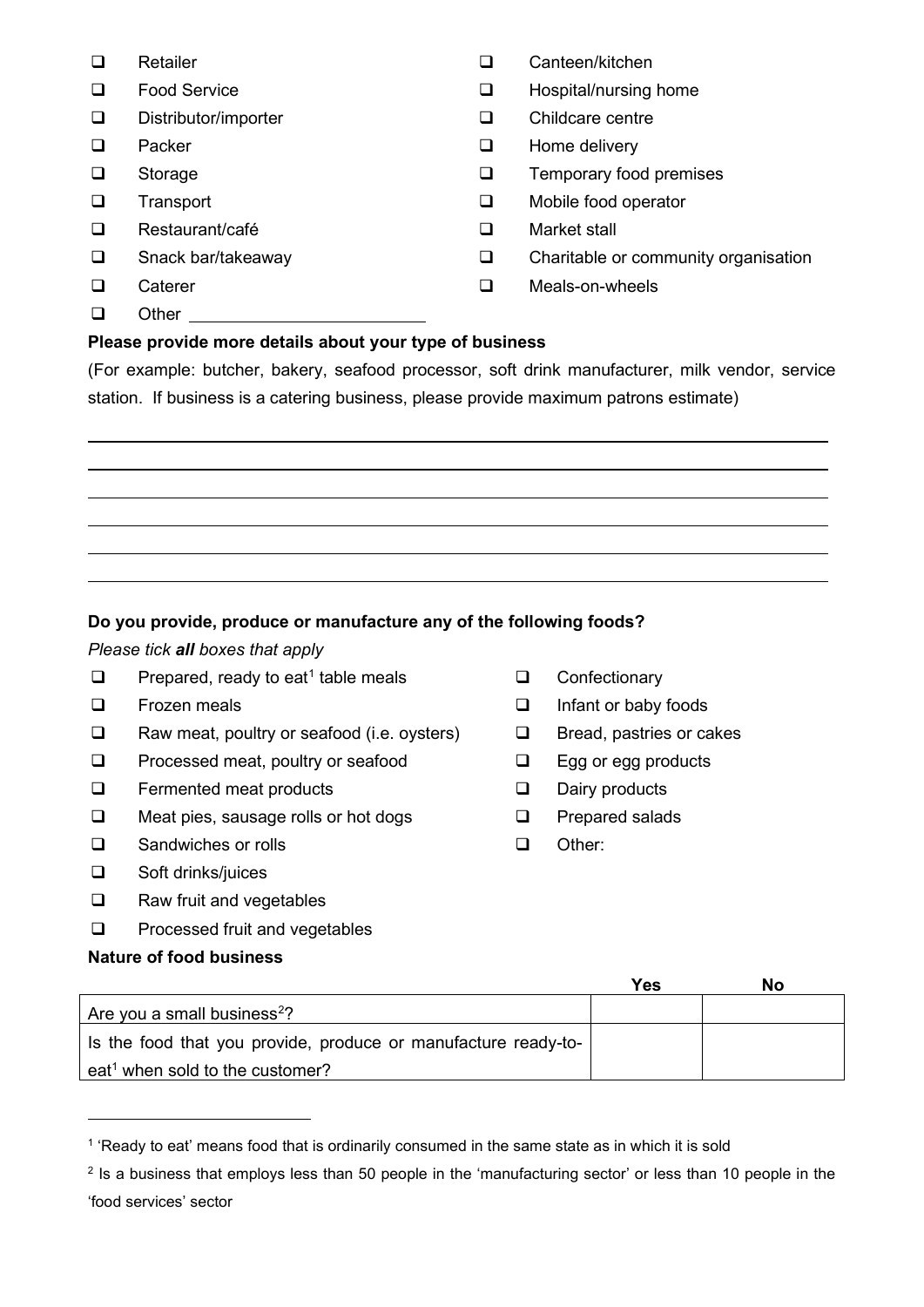- ☐ Retailer
- ☐ Food Service
- ☐ Distributor/importer
- ☐ Packer
- ☐ Storage
- ☐ Transport
- ☐ Restaurant/café
- ☐ Snack bar/takeaway
- ☐ Caterer
- ☐ Other ______________________
- ☐ Canteen/kitchen
- ☐ Hospital/nursing home
- ☐ Childcare centre
- ☐ Home delivery
- ☐ Temporary food premises
- ☐ Mobile food operator
- ☐ Market stall
- ☐ Charitable or community organisation
- ☐ Meals-on-wheels

**Please provide more details about your type of business**

(For example: butcher, bakery, seafood processor, soft drink manufacturer, milk vendor, service station. If business is a catering business, please provide maximum patrons estimate)

______________________________________________________________________

______________________________________________________________________

______________________________________________________________________

______________________________________________________________________

______________________________________________________________________

______________________________________________________________________

**Do you provide, produce or manufacture any of the following foods?**

*Please tick **all** boxes that apply*

- ☐ Prepared, ready to eat[1] table meals
- ☐ Frozen meals
- ☐ Raw meat, poultry or seafood (i.e. oysters)
- ☐ Processed meat, poultry or seafood
- ☐ Fermented meat products
- ☐ Meat pies, sausage rolls or hot dogs
- ☐ Sandwiches or rolls
- ☐ Soft drinks/juices
- ☐ Raw fruit and vegetables
- ☐ Processed fruit and vegetables
- ☐ Confectionary
- ☐ Infant or baby foods
- ☐ Bread, pastries or cakes
- ☐ Egg or egg products
- ☐ Dairy products
- ☐ Prepared salads
- ☐ Other:

**Nature of food business**

| | Yes | No |
|---|---|---|
| Are you a small business[2]? | | |
| Is the food that you provide, produce or manufacture ready-to-eat[1] when sold to the customer? | | |

[1] 'Ready to eat' means food that is ordinarily consumed in the same state as in which it is sold

[2] Is a business that employs less than 50 people in the 'manufacturing sector' or less than 10 people in the 'food services' sector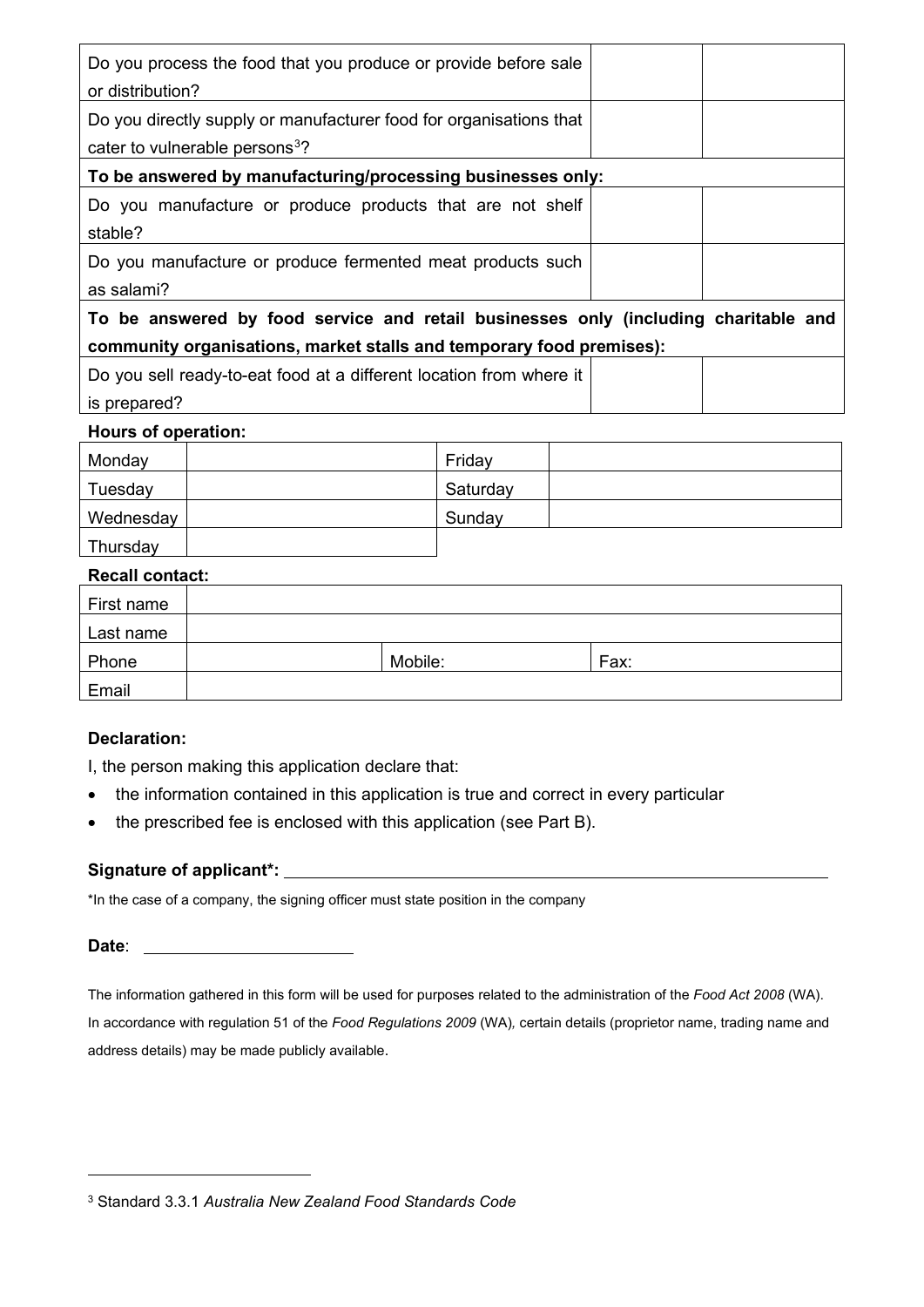| | | |
|---|---|---|
| Do you process the food that you produce or provide before sale or distribution? | | |
| Do you directly supply or manufacturer food for organisations that cater to vulnerable persons[3]? | | |
| **To be answered by manufacturing/processing businesses only:** | | |
| Do you manufacture or produce products that are not shelf stable? | | |
| Do you manufacture or produce fermented meat products such as salami? | | |
| **To be answered by food service and retail businesses only (including charitable and community organisations, market stalls and temporary food premises):** | | |
| Do you sell ready-to-eat food at a different location from where it is prepared? | | |

**Hours of operation:**

| | | | |
|---|---|---|---|
| Monday | | Friday | |
| Tuesday | | Saturday | |
| Wednesday | | Sunday | |
| Thursday | | | |

**Recall contact:**

| | | | |
|---|---|---|---|
| First name | | | |
| Last name | | | |
| Phone | | Mobile: | Fax: |
| Email | | | |

**Declaration:**

I, the person making this application declare that:

- the information contained in this application is true and correct in every particular
- the prescribed fee is enclosed with this application (see Part B).

**Signature of applicant*:** ______________________________________________

*In the case of a company, the signing officer must state position in the company

**Date**: ______________________

The information gathered in this form will be used for purposes related to the administration of the *Food Act 2008* (WA). In accordance with regulation 51 of the *Food Regulations 2009* (WA), certain details (proprietor name, trading name and address details) may be made publicly available.

[3] Standard 3.3.1 *Australia New Zealand Food Standards Code*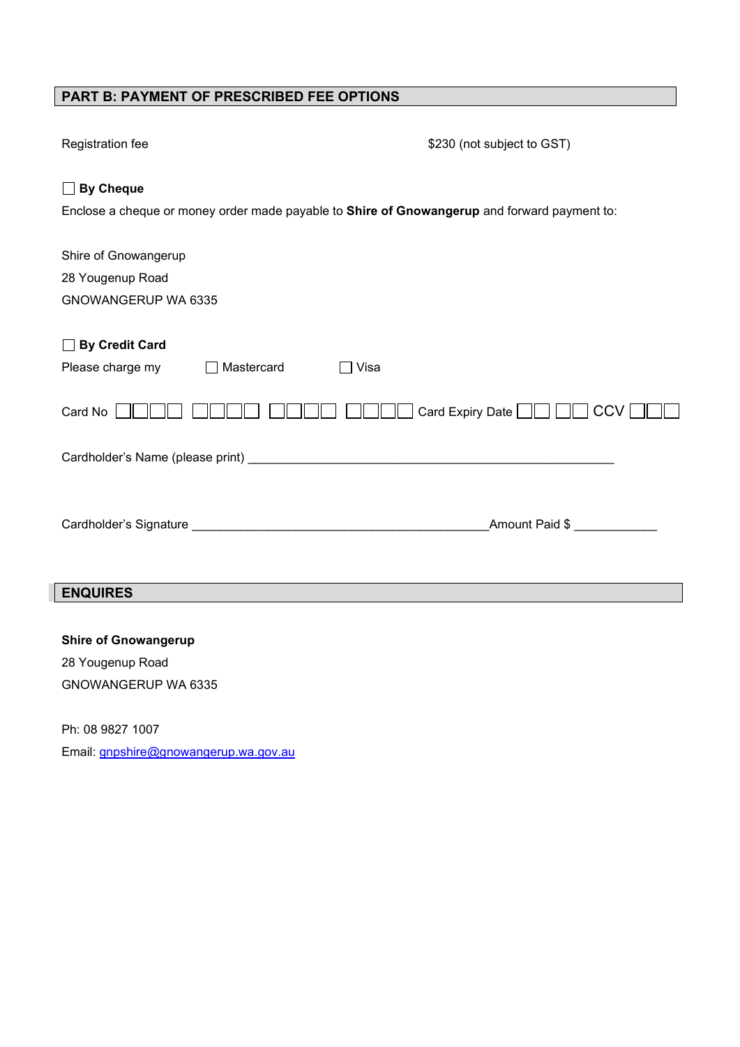## PART B: PAYMENT OF PRESCRIBED FEE OPTIONS

Registration fee $230 (not subject to GST)

☐ **By Cheque**

Enclose a cheque or money order made payable to **Shire of Gnowangerup** and forward payment to:

Shire of Gnowangerup
28 Yougenup Road
GNOWANGERUP WA 6335

☐ **By Credit Card**

Please charge my ☐ Mastercard ☐ Visa

Card No ☐☐☐☐ ☐☐☐☐ ☐☐☐☐ ☐☐☐☐ Card Expiry Date ☐☐ ☐☐ CCV ☐☐☐

Cardholder's Name (please print) ______________________________________________________

Cardholder's Signature ____________________________________________Amount Paid $ ____________

## ENQUIRES

**Shire of Gnowangerup**
28 Yougenup Road
GNOWANGERUP WA 6335

Ph: 08 9827 1007
Email: gnpshire@gnowangerup.wa.gov.au